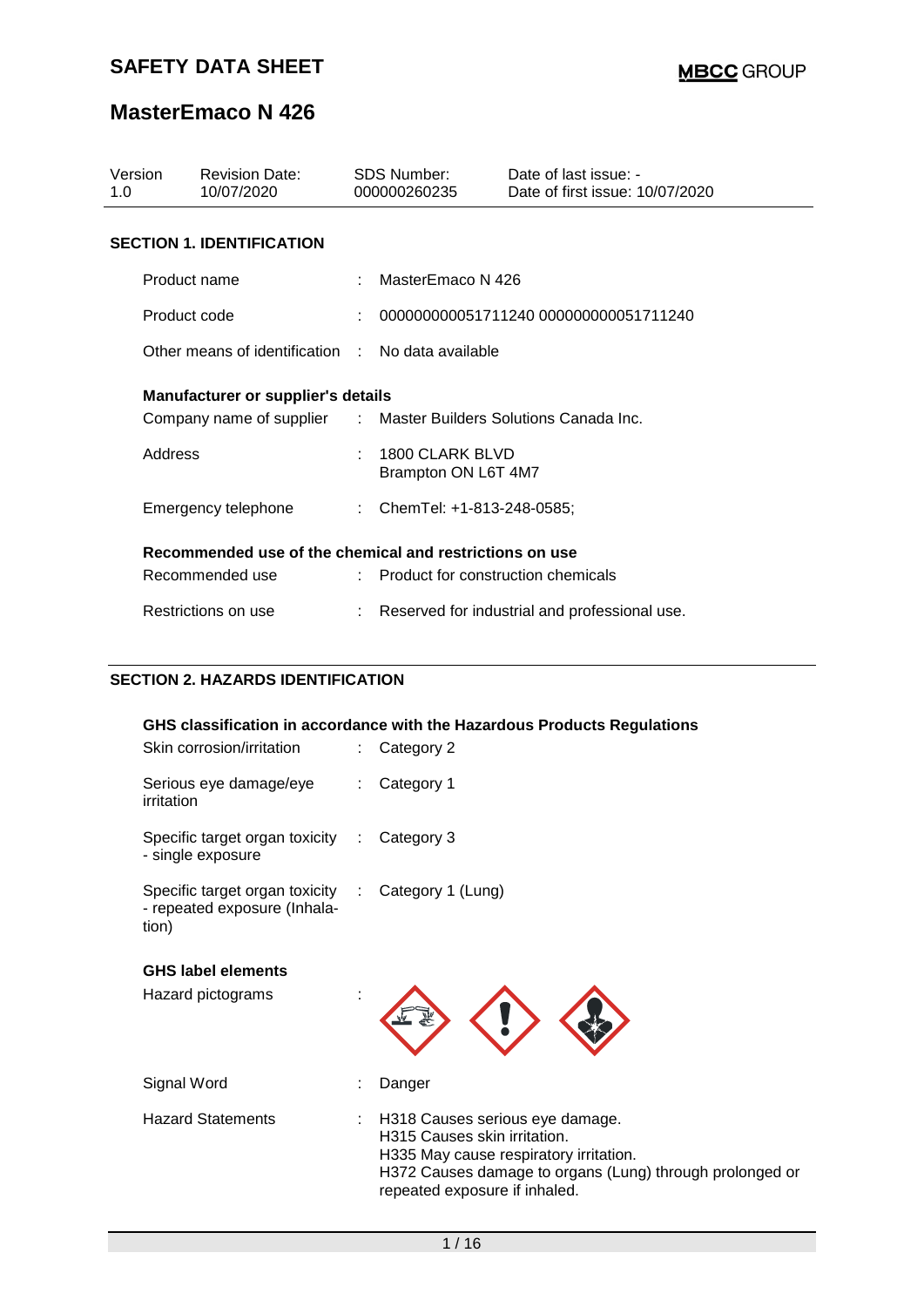# SAFETY DATA SHEET

**MBCC GROUP**

# MasterEmaco N 426

| Version | Revision Date: | SDS Number: | Date of last issue: - |
|---|---|---|---|
| 1.0 | 10/07/2020 | 000000260235 | Date of first issue: 10/07/2020 |

## SECTION 1. IDENTIFICATION

| | | |
|---|---|---|
| Product name | : | MasterEmaco N 426 |
| Product code | : | 000000000051711240 000000000051711240 |
| Other means of identification | : | No data available |

**Manufacturer or supplier's details**

| | | |
|---|---|---|
| Company name of supplier | : | Master Builders Solutions Canada Inc. |
| Address | : | 1800 CLARK BLVD<br>Brampton ON L6T 4M7 |
| Emergency telephone | : | ChemTel: +1-813-248-0585; |

**Recommended use of the chemical and restrictions on use**

| | | |
|---|---|---|
| Recommended use | : | Product for construction chemicals |
| Restrictions on use | : | Reserved for industrial and professional use. |

## SECTION 2. HAZARDS IDENTIFICATION

**GHS classification in accordance with the Hazardous Products Regulations**

| | | |
|---|---|---|
| Skin corrosion/irritation | : | Category 2 |
| Serious eye damage/eye irritation | : | Category 1 |
| Specific target organ toxicity - single exposure | : | Category 3 |
| Specific target organ toxicity - repeated exposure (Inhalation) | : | Category 1 (Lung) |

**GHS label elements**

| | | |
|---|---|---|
| Hazard pictograms | : | |
| Signal Word | : | Danger |
| Hazard Statements | : | H318 Causes serious eye damage.<br>H315 Causes skin irritation.<br>H335 May cause respiratory irritation.<br>H372 Causes damage to organs (Lung) through prolonged or repeated exposure if inhaled. |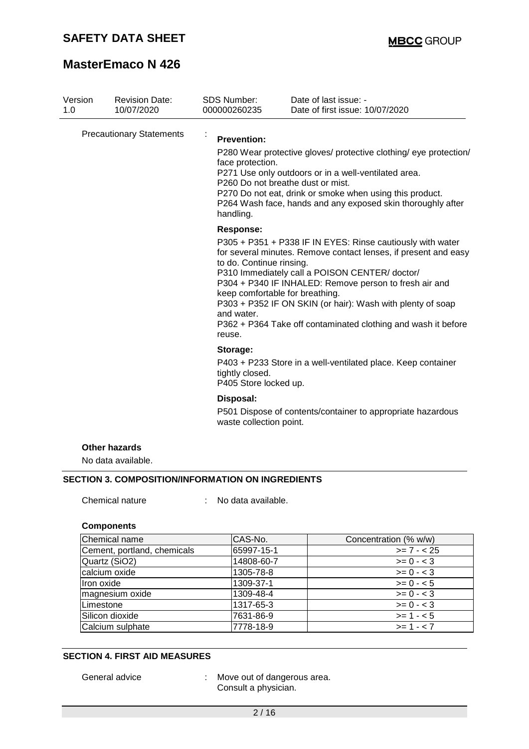| Version | Revision Date: | SDS Number: | Date of last issue: - |
|---|---|---|---|
| 1.0 | 10/07/2020 | 000000260235 | Date of first issue: 10/07/2020 |

Precautionary Statements :

**Prevention:**

P280 Wear protective gloves/ protective clothing/ eye protection/ face protection.
P271 Use only outdoors or in a well-ventilated area.
P260 Do not breathe dust or mist.
P270 Do not eat, drink or smoke when using this product.
P264 Wash face, hands and any exposed skin thoroughly after handling.

**Response:**

P305 + P351 + P338 IF IN EYES: Rinse cautiously with water for several minutes. Remove contact lenses, if present and easy to do. Continue rinsing.
P310 Immediately call a POISON CENTER/ doctor/
P304 + P340 IF INHALED: Remove person to fresh air and keep comfortable for breathing.
P303 + P352 IF ON SKIN (or hair): Wash with plenty of soap and water.
P362 + P364 Take off contaminated clothing and wash it before reuse.

**Storage:**

P403 + P233 Store in a well-ventilated place. Keep container tightly closed.
P405 Store locked up.

**Disposal:**

P501 Dispose of contents/container to appropriate hazardous waste collection point.

**Other hazards**

No data available.

## SECTION 3. COMPOSITION/INFORMATION ON INGREDIENTS

Chemical nature : No data available.

**Components**

| Chemical name | CAS-No. | Concentration (% w/w) |
|---|---|---|
| Cement, portland, chemicals | 65997-15-1 | >= 7 - < 25 |
| Quartz (SiO2) | 14808-60-7 | >= 0 - < 3 |
| calcium oxide | 1305-78-8 | >= 0 - < 3 |
| Iron oxide | 1309-37-1 | >= 0 - < 5 |
| magnesium oxide | 1309-48-4 | >= 0 - < 3 |
| Limestone | 1317-65-3 | >= 0 - < 3 |
| Silicon dioxide | 7631-86-9 | >= 1 - < 5 |
| Calcium sulphate | 7778-18-9 | >= 1 - < 7 |

## SECTION 4. FIRST AID MEASURES

General advice : Move out of dangerous area.
Consult a physician.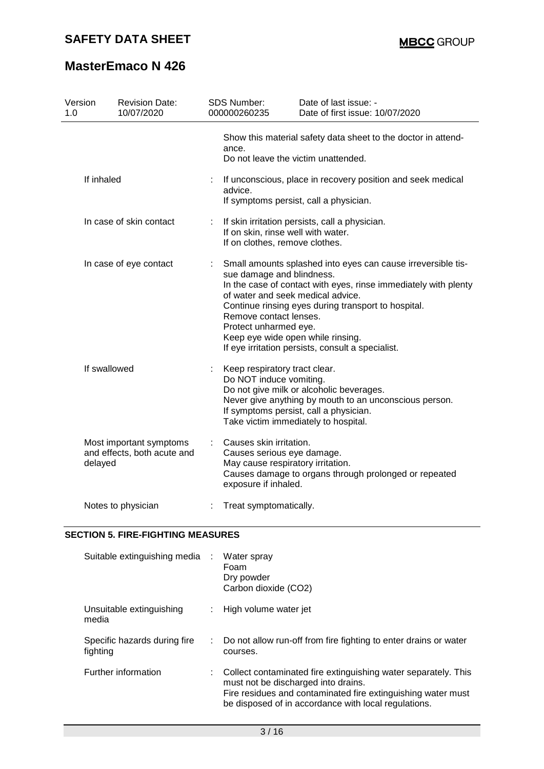| | | |
|---|---|---|
| | | Show this material safety data sheet to the doctor in attendance.<br>Do not leave the victim unattended. |
| If inhaled | : | If unconscious, place in recovery position and seek medical advice.<br>If symptoms persist, call a physician. |
| In case of skin contact | : | If skin irritation persists, call a physician.<br>If on skin, rinse well with water.<br>If on clothes, remove clothes. |
| In case of eye contact | : | Small amounts splashed into eyes can cause irreversible tissue damage and blindness.<br>In the case of contact with eyes, rinse immediately with plenty of water and seek medical advice.<br>Continue rinsing eyes during transport to hospital.<br>Remove contact lenses.<br>Protect unharmed eye.<br>Keep eye wide open while rinsing.<br>If eye irritation persists, consult a specialist. |
| If swallowed | : | Keep respiratory tract clear.<br>Do NOT induce vomiting.<br>Do not give milk or alcoholic beverages.<br>Never give anything by mouth to an unconscious person.<br>If symptoms persist, call a physician.<br>Take victim immediately to hospital. |
| Most important symptoms and effects, both acute and delayed | : | Causes skin irritation.<br>Causes serious eye damage.<br>May cause respiratory irritation.<br>Causes damage to organs through prolonged or repeated exposure if inhaled. |
| Notes to physician | : | Treat symptomatically. |

## SECTION 5. FIRE-FIGHTING MEASURES

| | | |
|---|---|---|
| Suitable extinguishing media | : | Water spray<br>Foam<br>Dry powder<br>Carbon dioxide ($CO_2$) |
| Unsuitable extinguishing media | : | High volume water jet |
| Specific hazards during fire fighting | : | Do not allow run-off from fire fighting to enter drains or water courses. |
| Further information | : | Collect contaminated fire extinguishing water separately. This must not be discharged into drains.<br>Fire residues and contaminated fire extinguishing water must be disposed of in accordance with local regulations. |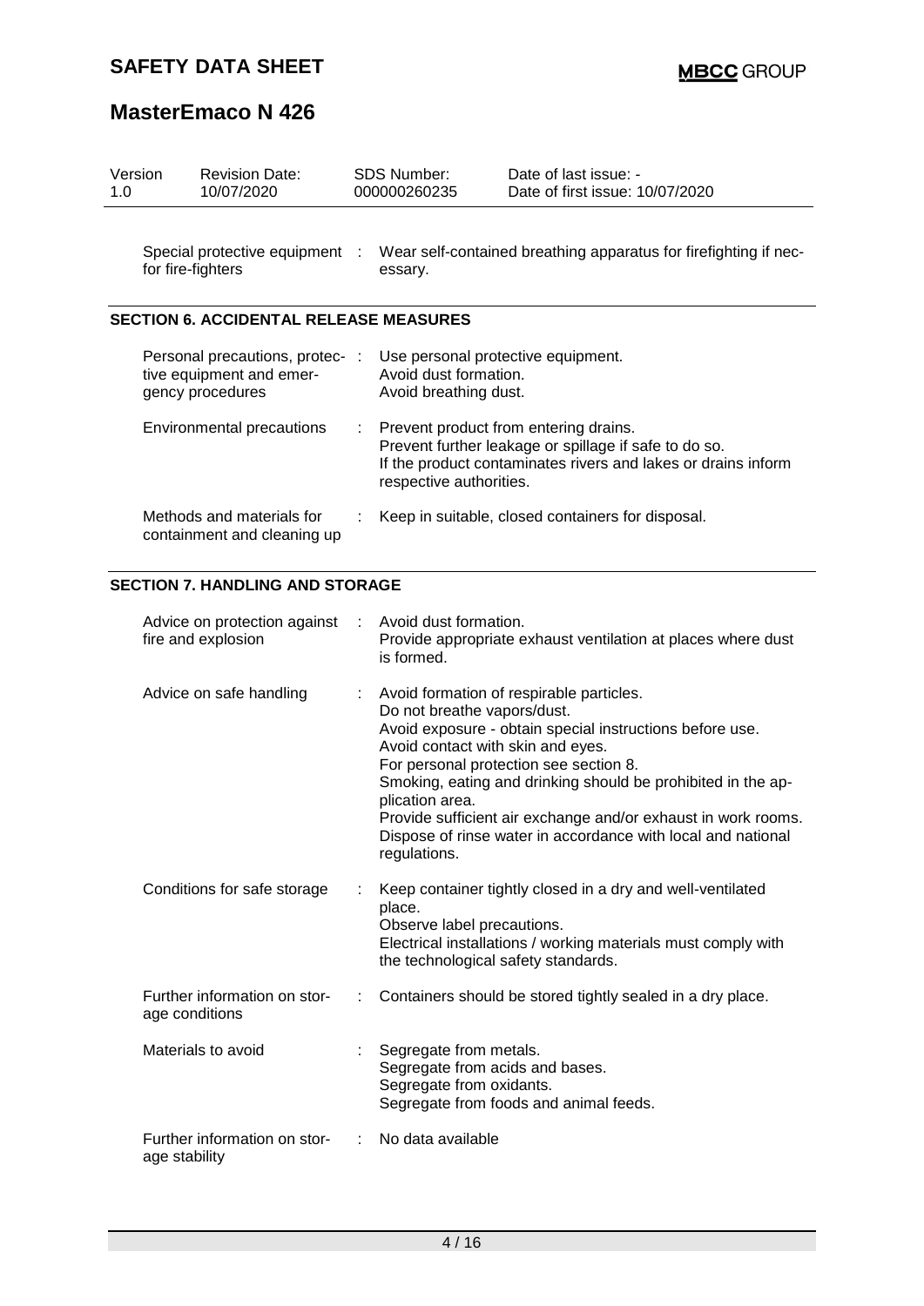| | | |
|---|---|---|
| Special protective equipment for fire-fighters | : | Wear self-contained breathing apparatus for firefighting if necessary. |

## SECTION 6. ACCIDENTAL RELEASE MEASURES

| | | |
|---|---|---|
| Personal precautions, protective equipment and emergency procedures | : | Use personal protective equipment.<br>Avoid dust formation.<br>Avoid breathing dust. |
| Environmental precautions | : | Prevent product from entering drains.<br>Prevent further leakage or spillage if safe to do so.<br>If the product contaminates rivers and lakes or drains inform respective authorities. |
| Methods and materials for containment and cleaning up | : | Keep in suitable, closed containers for disposal. |

## SECTION 7. HANDLING AND STORAGE

| | | |
|---|---|---|
| Advice on protection against fire and explosion | : | Avoid dust formation.<br>Provide appropriate exhaust ventilation at places where dust is formed. |
| Advice on safe handling | : | Avoid formation of respirable particles.<br>Do not breathe vapors/dust.<br>Avoid exposure - obtain special instructions before use.<br>Avoid contact with skin and eyes.<br>For personal protection see section 8.<br>Smoking, eating and drinking should be prohibited in the application area.<br>Provide sufficient air exchange and/or exhaust in work rooms.<br>Dispose of rinse water in accordance with local and national regulations. |
| Conditions for safe storage | : | Keep container tightly closed in a dry and well-ventilated place.<br>Observe label precautions.<br>Electrical installations / working materials must comply with the technological safety standards. |
| Further information on storage conditions | : | Containers should be stored tightly sealed in a dry place. |
| Materials to avoid | : | Segregate from metals.<br>Segregate from acids and bases.<br>Segregate from oxidants.<br>Segregate from foods and animal feeds. |
| Further information on storage stability | : | No data available |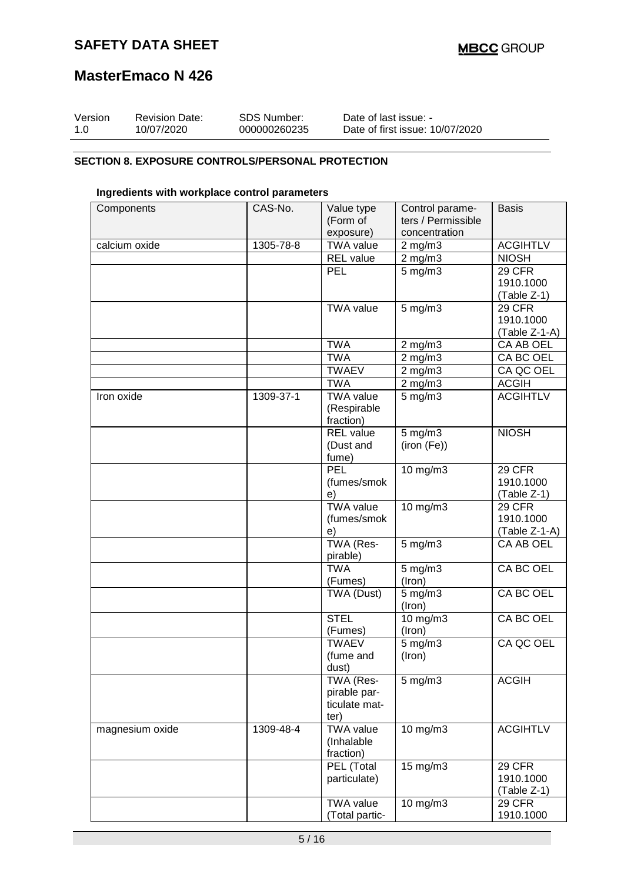## SECTION 8. EXPOSURE CONTROLS/PERSONAL PROTECTION

**Ingredients with workplace control parameters**

| Components | CAS-No. | Value type (Form of exposure) | Control parameters / Permissible concentration | Basis |
|---|---|---|---|---|
| calcium oxide | 1305-78-8 | TWA value | 2 mg/m3 | ACGIHTLV |
| | | REL value | 2 mg/m3 | NIOSH |
| | | PEL | 5 mg/m3 | 29 CFR 1910.1000 (Table Z-1) |
| | | TWA value | 5 mg/m3 | 29 CFR 1910.1000 (Table Z-1-A) |
| | | TWA | 2 mg/m3 | CA AB OEL |
| | | TWA | 2 mg/m3 | CA BC OEL |
| | | TWAEV | 2 mg/m3 | CA QC OEL |
| | | TWA | 2 mg/m3 | ACGIH |
| Iron oxide | 1309-37-1 | TWA value (Respirable fraction) | 5 mg/m3 | ACGIHTLV |
| | | REL value (Dust and fume) | 5 mg/m3 (iron (Fe)) | NIOSH |
| | | PEL (fumes/smoke) | 10 mg/m3 | 29 CFR 1910.1000 (Table Z-1) |
| | | TWA value (fumes/smoke) | 10 mg/m3 | 29 CFR 1910.1000 (Table Z-1-A) |
| | | TWA (Respirable) | 5 mg/m3 | CA AB OEL |
| | | TWA (Fumes) | 5 mg/m3 (Iron) | CA BC OEL |
| | | TWA (Dust) | 5 mg/m3 (Iron) | CA BC OEL |
| | | STEL (Fumes) | 10 mg/m3 (Iron) | CA BC OEL |
| | | TWAEV (fume and dust) | 5 mg/m3 (Iron) | CA QC OEL |
| | | TWA (Respirable particulate matter) | 5 mg/m3 | ACGIH |
| magnesium oxide | 1309-48-4 | TWA value (Inhalable fraction) | 10 mg/m3 | ACGIHTLV |
| | | PEL (Total particulate) | 15 mg/m3 | 29 CFR 1910.1000 (Table Z-1) |
| | | TWA value (Total partic- | 10 mg/m3 | 29 CFR 1910.1000 |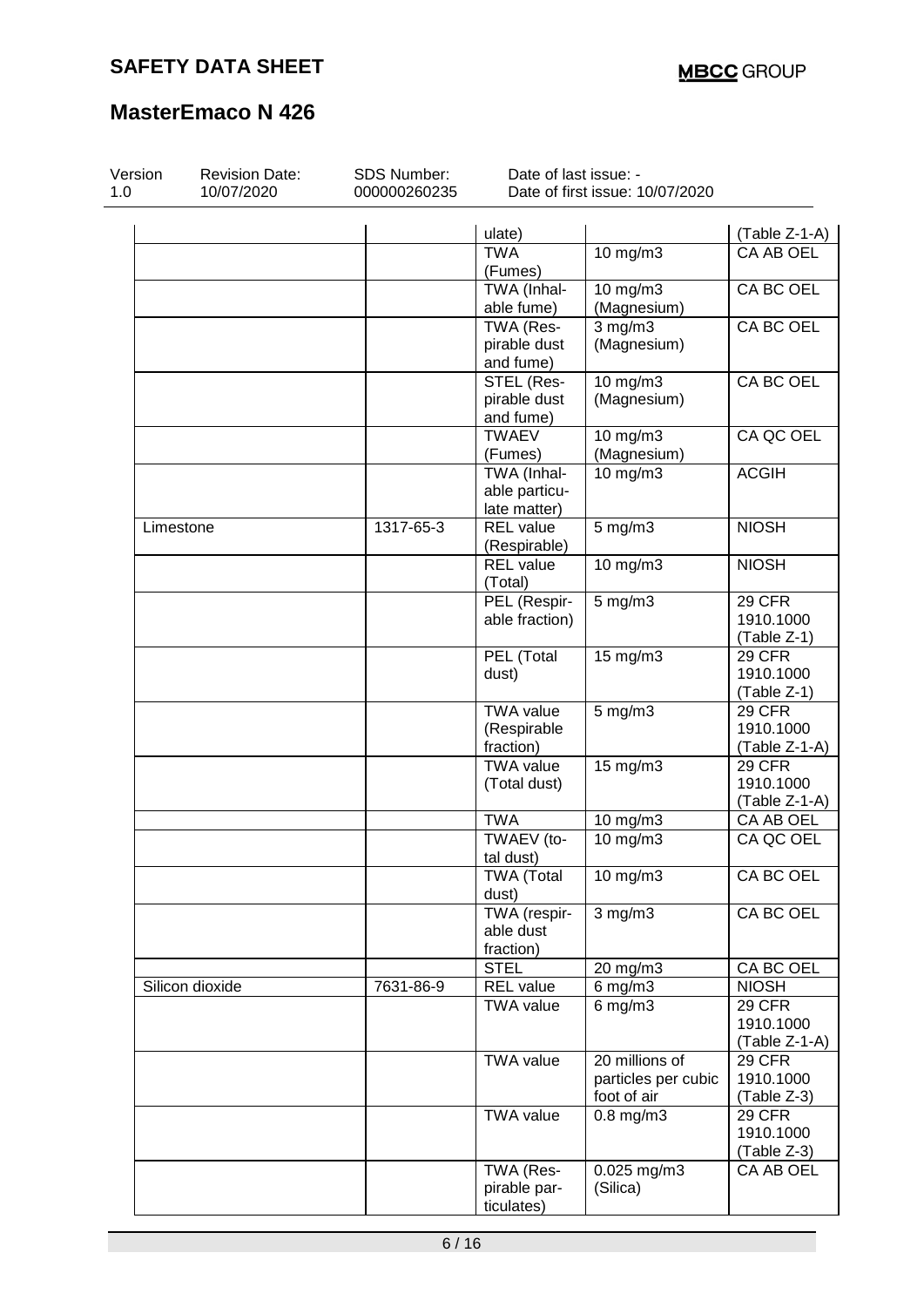| | | | | |
|---|---|---|---|---|
| | | ulate) | | (Table Z-1-A) |
| | | TWA (Fumes) | 10 mg/m3 | CA AB OEL |
| | | TWA (Inhalable fume) | 10 mg/m3 (Magnesium) | CA BC OEL |
| | | TWA (Respirable dust and fume) | 3 mg/m3 (Magnesium) | CA BC OEL |
| | | STEL (Respirable dust and fume) | 10 mg/m3 (Magnesium) | CA BC OEL |
| | | TWAEV (Fumes) | 10 mg/m3 (Magnesium) | CA QC OEL |
| | | TWA (Inhalable particulate matter) | 10 mg/m3 | ACGIH |
| Limestone | 1317-65-3 | REL value (Respirable) | 5 mg/m3 | NIOSH |
| | | REL value (Total) | 10 mg/m3 | NIOSH |
| | | PEL (Respirable fraction) | 5 mg/m3 | 29 CFR 1910.1000 (Table Z-1) |
| | | PEL (Total dust) | 15 mg/m3 | 29 CFR 1910.1000 (Table Z-1) |
| | | TWA value (Respirable fraction) | 5 mg/m3 | 29 CFR 1910.1000 (Table Z-1-A) |
| | | TWA value (Total dust) | 15 mg/m3 | 29 CFR 1910.1000 (Table Z-1-A) |
| | | TWA | 10 mg/m3 | CA AB OEL |
| | | TWAEV (total dust) | 10 mg/m3 | CA QC OEL |
| | | TWA (Total dust) | 10 mg/m3 | CA BC OEL |
| | | TWA (respirable dust fraction) | 3 mg/m3 | CA BC OEL |
| | | STEL | 20 mg/m3 | CA BC OEL |
| Silicon dioxide | 7631-86-9 | REL value | 6 mg/m3 | NIOSH |
| | | TWA value | 6 mg/m3 | 29 CFR 1910.1000 (Table Z-1-A) |
| | | TWA value | 20 millions of particles per cubic foot of air | 29 CFR 1910.1000 (Table Z-3) |
| | | TWA value | 0.8 mg/m3 | 29 CFR 1910.1000 (Table Z-3) |
| | | TWA (Respirable particulates) | 0.025 mg/m3 (Silica) | CA AB OEL |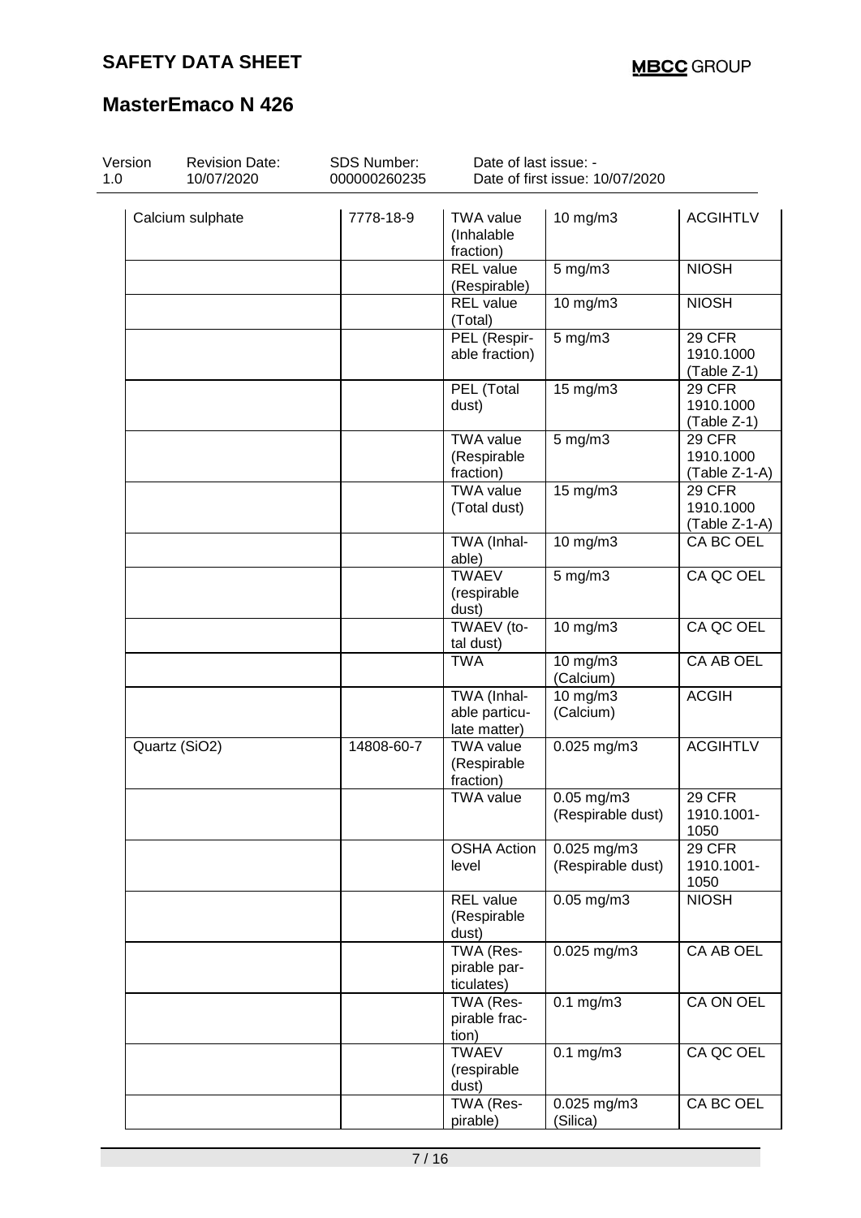| Calcium sulphate | 7778-18-9 | TWA value (Inhalable fraction) | 10 mg/m3 | ACGIHTLV |
|---|---|---|---|---|
| | | REL value (Respirable) | 5 mg/m3 | NIOSH |
| | | REL value (Total) | 10 mg/m3 | NIOSH |
| | | PEL (Respirable fraction) | 5 mg/m3 | 29 CFR 1910.1000 (Table Z-1) |
| | | PEL (Total dust) | 15 mg/m3 | 29 CFR 1910.1000 (Table Z-1) |
| | | TWA value (Respirable fraction) | 5 mg/m3 | 29 CFR 1910.1000 (Table Z-1-A) |
| | | TWA value (Total dust) | 15 mg/m3 | 29 CFR 1910.1000 (Table Z-1-A) |
| | | TWA (Inhalable) | 10 mg/m3 | CA BC OEL |
| | | TWAEV (respirable dust) | 5 mg/m3 | CA QC OEL |
| | | TWAEV (total dust) | 10 mg/m3 | CA QC OEL |
| | | TWA | 10 mg/m3 (Calcium) | CA AB OEL |
| | | TWA (Inhalable particulate matter) | 10 mg/m3 (Calcium) | ACGIH |
| Quartz ($SiO_2$) | 14808-60-7 | TWA value (Respirable fraction) | 0.025 mg/m3 | ACGIHTLV |
| | | TWA value | 0.05 mg/m3 (Respirable dust) | 29 CFR 1910.1001-1050 |
| | | OSHA Action level | 0.025 mg/m3 (Respirable dust) | 29 CFR 1910.1001-1050 |
| | | REL value (Respirable dust) | 0.05 mg/m3 | NIOSH |
| | | TWA (Respirable particulates) | 0.025 mg/m3 | CA AB OEL |
| | | TWA (Respirable fraction) | 0.1 mg/m3 | CA ON OEL |
| | | TWAEV (respirable dust) | 0.1 mg/m3 | CA QC OEL |
| | | TWA (Respirable) | 0.025 mg/m3 (Silica) | CA BC OEL |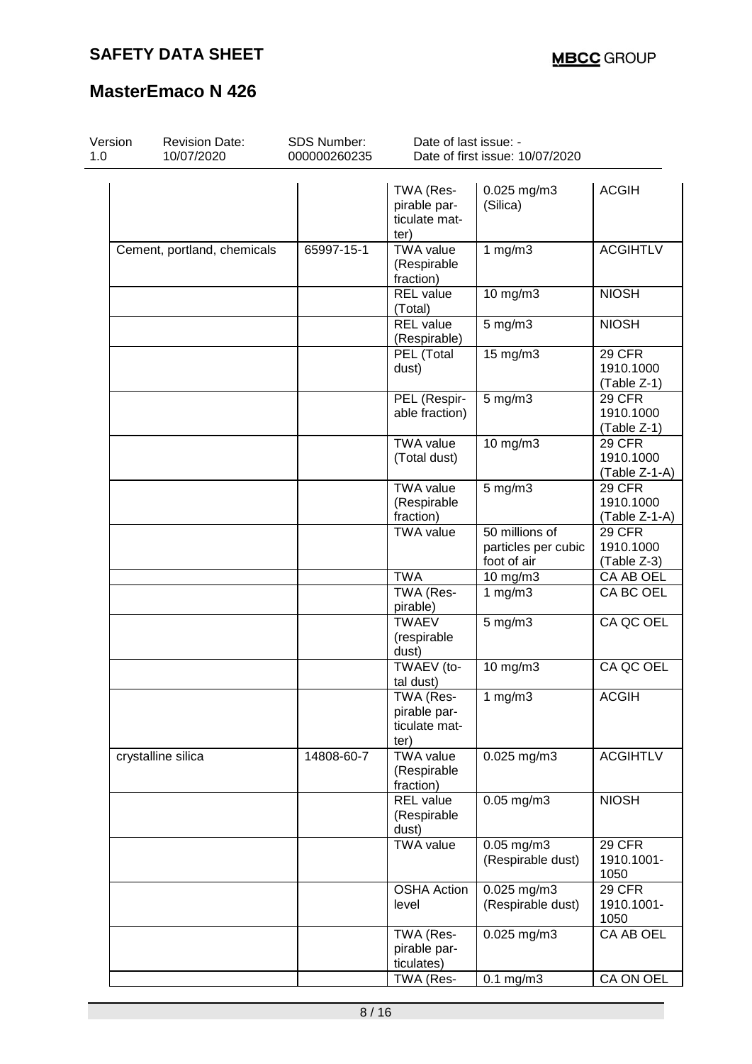# SAFETY DATA SHEET

# MasterEmaco N 426

| Version 1.0 | Revision Date: 10/07/2020 | SDS Number: 000000260235 | Date of last issue: - Date of first issue: 10/07/2020 |
|---|---|---|---|

| | | | | |
|---|---|---|---|---|
| | | TWA (Respirable particulate matter) | 0.025 mg/m3 (Silica) | ACGIH |
| Cement, portland, chemicals | 65997-15-1 | TWA value (Respirable fraction) | 1 mg/m3 | ACGIHTLV |
| | | REL value (Total) | 10 mg/m3 | NIOSH |
| | | REL value (Respirable) | 5 mg/m3 | NIOSH |
| | | PEL (Total dust) | 15 mg/m3 | 29 CFR 1910.1000 (Table Z-1) |
| | | PEL (Respirable fraction) | 5 mg/m3 | 29 CFR 1910.1000 (Table Z-1) |
| | | TWA value (Total dust) | 10 mg/m3 | 29 CFR 1910.1000 (Table Z-1-A) |
| | | TWA value (Respirable fraction) | 5 mg/m3 | 29 CFR 1910.1000 (Table Z-1-A) |
| | | TWA value | 50 millions of particles per cubic foot of air | 29 CFR 1910.1000 (Table Z-3) |
| | | TWA | 10 mg/m3 | CA AB OEL |
| | | TWA (Respirable) | 1 mg/m3 | CA BC OEL |
| | | TWAEV (respirable dust) | 5 mg/m3 | CA QC OEL |
| | | TWAEV (total dust) | 10 mg/m3 | CA QC OEL |
| | | TWA (Respirable particulate matter) | 1 mg/m3 | ACGIH |
| crystalline silica | 14808-60-7 | TWA value (Respirable fraction) | 0.025 mg/m3 | ACGIHTLV |
| | | REL value (Respirable dust) | 0.05 mg/m3 | NIOSH |
| | | TWA value | 0.05 mg/m3 (Respirable dust) | 29 CFR 1910.1001-1050 |
| | | OSHA Action level | 0.025 mg/m3 (Respirable dust) | 29 CFR 1910.1001-1050 |
| | | TWA (Respirable particulates) | 0.025 mg/m3 | CA AB OEL |
| | | TWA (Res- | 0.1 mg/m3 | CA ON OEL |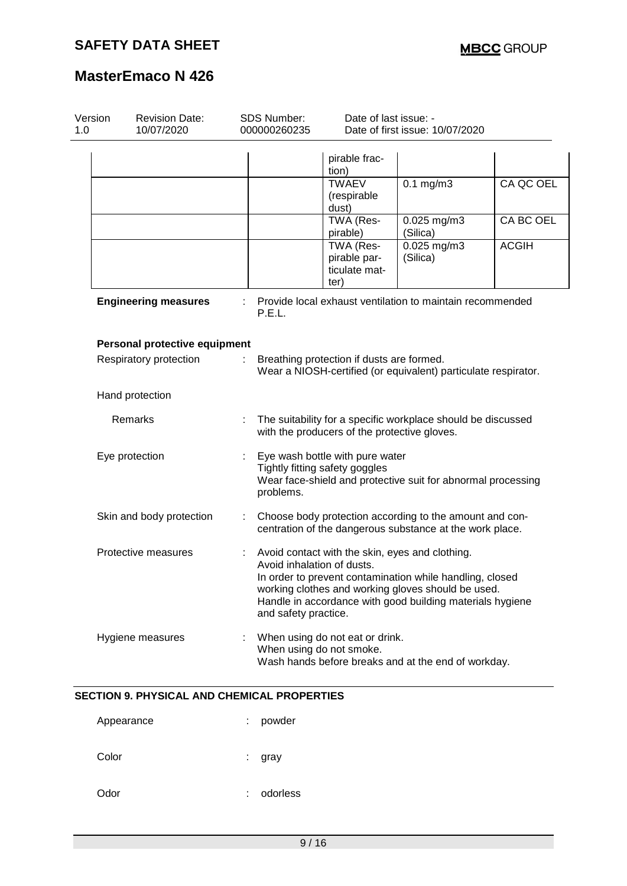| | | | | |
|---|---|---|---|---|
| | | pirable fraction) | | |
| | | TWAEV (respirable dust) | 0.1 mg/m3 | CA QC OEL |
| | | TWA (Respirable) | 0.025 mg/m3 (Silica) | CA BC OEL |
| | | TWA (Respirable particulate matter) | 0.025 mg/m3 (Silica) | ACGIH |

**Engineering measures** : Provide local exhaust ventilation to maintain recommended P.E.L.

**Personal protective equipment**

Respiratory protection : Breathing protection if dusts are formed.
Wear a NIOSH-certified (or equivalent) particulate respirator.

Hand protection

Remarks : The suitability for a specific workplace should be discussed with the producers of the protective gloves.

Eye protection : Eye wash bottle with pure water
Tightly fitting safety goggles
Wear face-shield and protective suit for abnormal processing problems.

Skin and body protection : Choose body protection according to the amount and concentration of the dangerous substance at the work place.

Protective measures : Avoid contact with the skin, eyes and clothing.
Avoid inhalation of dusts.
In order to prevent contamination while handling, closed working clothes and working gloves should be used.
Handle in accordance with good building materials hygiene and safety practice.

Hygiene measures : When using do not eat or drink.
When using do not smoke.
Wash hands before breaks and at the end of workday.

## SECTION 9. PHYSICAL AND CHEMICAL PROPERTIES

Appearance : powder

Color : gray

Odor : odorless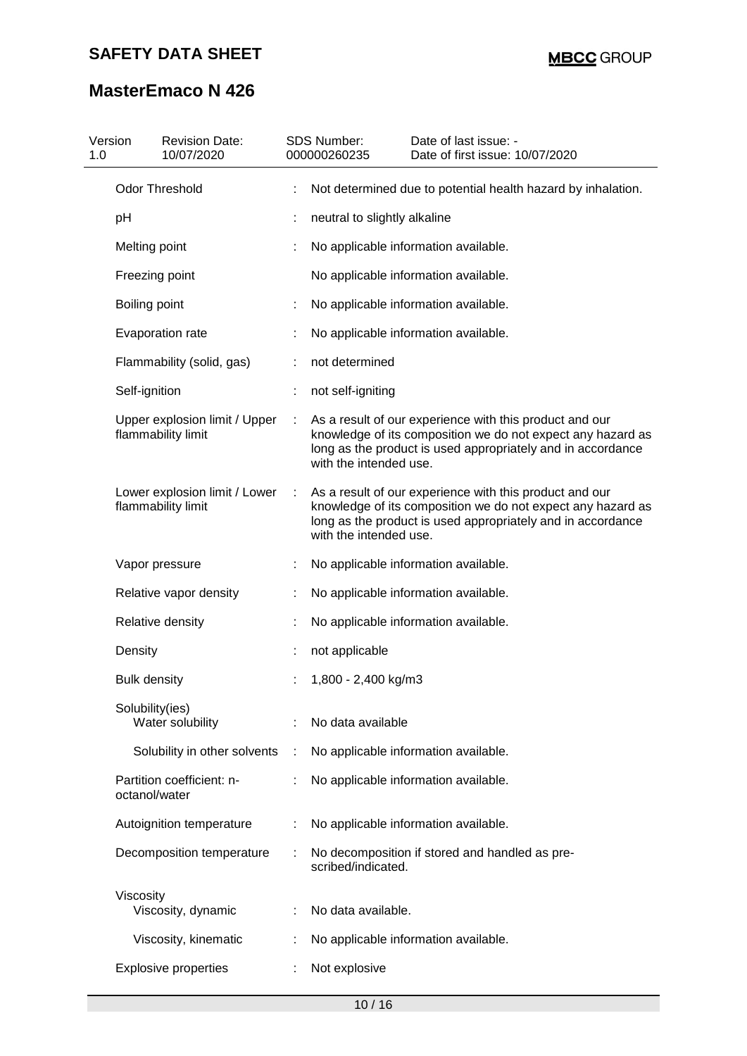| Property | | Value |
|---|---|---|
| Odor Threshold | : | Not determined due to potential health hazard by inhalation. |
| pH | : | neutral to slightly alkaline |
| Melting point | : | No applicable information available. |
| Freezing point | | No applicable information available. |
| Boiling point | : | No applicable information available. |
| Evaporation rate | : | No applicable information available. |
| Flammability (solid, gas) | : | not determined |
| Self-ignition | : | not self-igniting |
| Upper explosion limit / Upper flammability limit | : | As a result of our experience with this product and our knowledge of its composition we do not expect any hazard as long as the product is used appropriately and in accordance with the intended use. |
| Lower explosion limit / Lower flammability limit | : | As a result of our experience with this product and our knowledge of its composition we do not expect any hazard as long as the product is used appropriately and in accordance with the intended use. |
| Vapor pressure | : | No applicable information available. |
| Relative vapor density | : | No applicable information available. |
| Relative density | : | No applicable information available. |
| Density | : | not applicable |
| Bulk density | : | 1,800 - 2,400 kg/m3 |
| Solubility(ies) | | |
| Water solubility | : | No data available |
| Solubility in other solvents | : | No applicable information available. |
| Partition coefficient: n-octanol/water | : | No applicable information available. |
| Autoignition temperature | : | No applicable information available. |
| Decomposition temperature | : | No decomposition if stored and handled as prescribed/indicated. |
| Viscosity | | |
| Viscosity, dynamic | : | No data available. |
| Viscosity, kinematic | : | No applicable information available. |
| Explosive properties | : | Not explosive |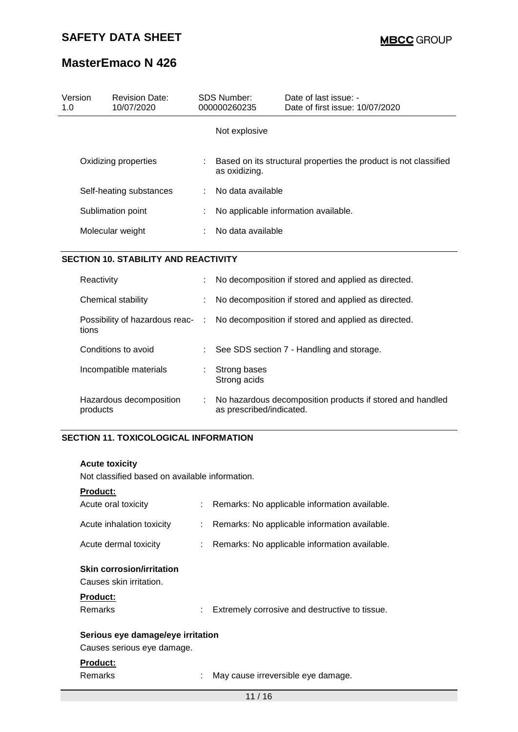| | | |
|---|---|---|
| | | Not explosive |
| Oxidizing properties | : | Based on its structural properties the product is not classified as oxidizing. |
| Self-heating substances | : | No data available |
| Sublimation point | : | No applicable information available. |
| Molecular weight | : | No data available |

## SECTION 10. STABILITY AND REACTIVITY

| | | |
|---|---|---|
| Reactivity | : | No decomposition if stored and applied as directed. |
| Chemical stability | : | No decomposition if stored and applied as directed. |
| Possibility of hazardous reactions | : | No decomposition if stored and applied as directed. |
| Conditions to avoid | : | See SDS section 7 - Handling and storage. |
| Incompatible materials | : | Strong bases<br>Strong acids |
| Hazardous decomposition products | : | No hazardous decomposition products if stored and handled as prescribed/indicated. |

## SECTION 11. TOXICOLOGICAL INFORMATION

**Acute toxicity**

Not classified based on available information.

**Product:**

| | | |
|---|---|---|
| Acute oral toxicity | : | Remarks: No applicable information available. |
| Acute inhalation toxicity | : | Remarks: No applicable information available. |
| Acute dermal toxicity | : | Remarks: No applicable information available. |

**Skin corrosion/irritation**

Causes skin irritation.

**Product:**

| | | |
|---|---|---|
| Remarks | : | Extremely corrosive and destructive to tissue. |

**Serious eye damage/eye irritation**

Causes serious eye damage.

**Product:**

| | | |
|---|---|---|
| Remarks | : | May cause irreversible eye damage. |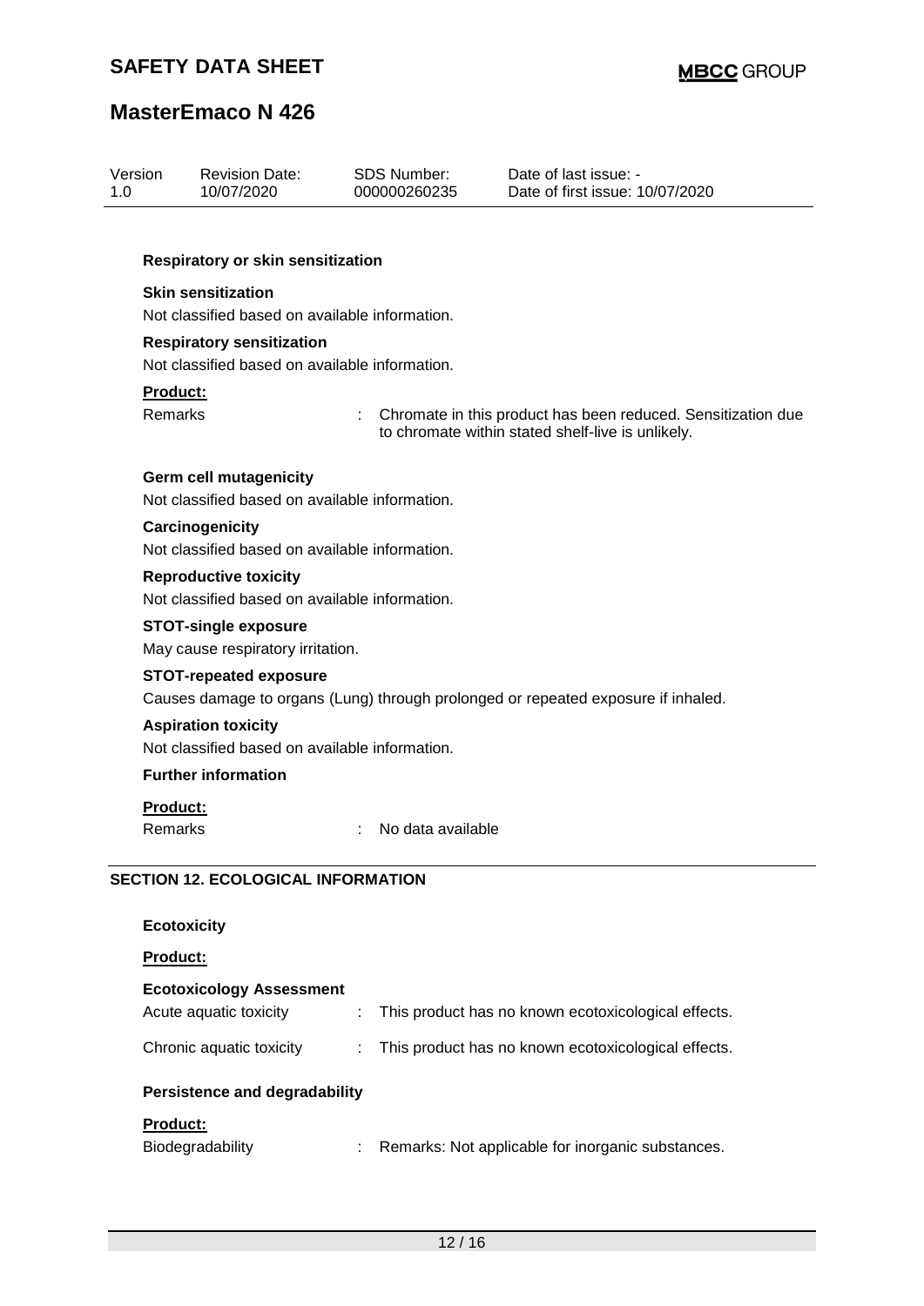**Respiratory or skin sensitization**

**Skin sensitization**

Not classified based on available information.

**Respiratory sensitization**

Not classified based on available information.

**Product:**

Remarks : Chromate in this product has been reduced. Sensitization due to chromate within stated shelf-live is unlikely.

**Germ cell mutagenicity**

Not classified based on available information.

**Carcinogenicity**

Not classified based on available information.

**Reproductive toxicity**

Not classified based on available information.

**STOT-single exposure**

May cause respiratory irritation.

**STOT-repeated exposure**

Causes damage to organs (Lung) through prolonged or repeated exposure if inhaled.

**Aspiration toxicity**

Not classified based on available information.

**Further information**

**Product:**

Remarks : No data available

## SECTION 12. ECOLOGICAL INFORMATION

**Ecotoxicity**

**Product:**

**Ecotoxicology Assessment**

Acute aquatic toxicity : This product has no known ecotoxicological effects.

Chronic aquatic toxicity : This product has no known ecotoxicological effects.

**Persistence and degradability**

**Product:**

Biodegradability : Remarks: Not applicable for inorganic substances.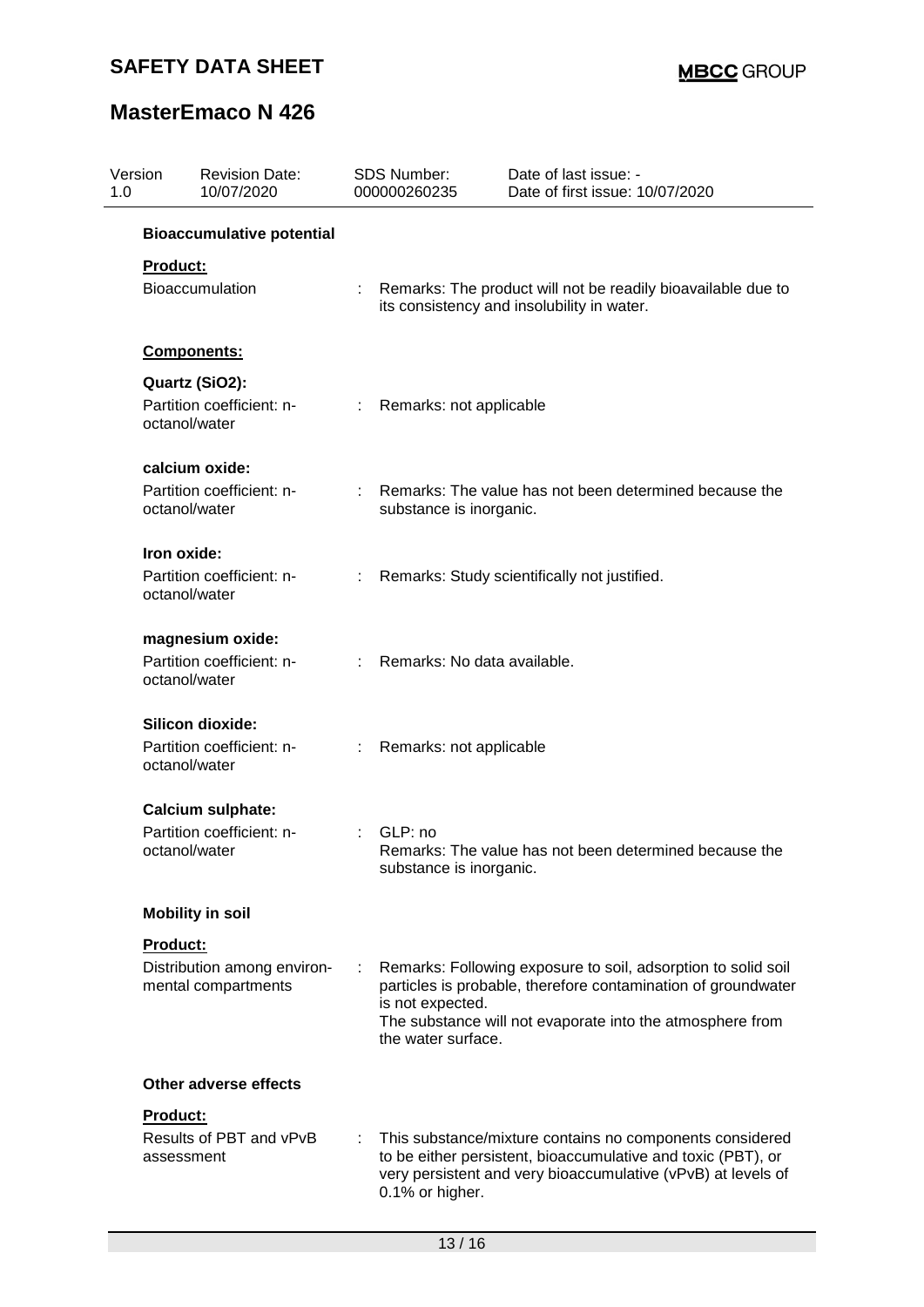**Bioaccumulative potential**

**Product:**

Bioaccumulation : Remarks: The product will not be readily bioavailable due to its consistency and insolubility in water.

**Components:**

**Quartz ($SiO_2$):**

Partition coefficient: n-octanol/water : Remarks: not applicable

**calcium oxide:**

Partition coefficient: n-octanol/water : Remarks: The value has not been determined because the substance is inorganic.

**Iron oxide:**

Partition coefficient: n-octanol/water : Remarks: Study scientifically not justified.

**magnesium oxide:**

Partition coefficient: n-octanol/water : Remarks: No data available.

**Silicon dioxide:**

Partition coefficient: n-octanol/water : Remarks: not applicable

**Calcium sulphate:**

Partition coefficient: n-octanol/water : GLP: no
Remarks: The value has not been determined because the substance is inorganic.

**Mobility in soil**

**Product:**

Distribution among environmental compartments : Remarks: Following exposure to soil, adsorption to solid soil particles is probable, therefore contamination of groundwater is not expected.
The substance will not evaporate into the atmosphere from the water surface.

**Other adverse effects**

**Product:**

Results of PBT and vPvB assessment : This substance/mixture contains no components considered to be either persistent, bioaccumulative and toxic (PBT), or very persistent and very bioaccumulative (vPvB) at levels of 0.1% or higher.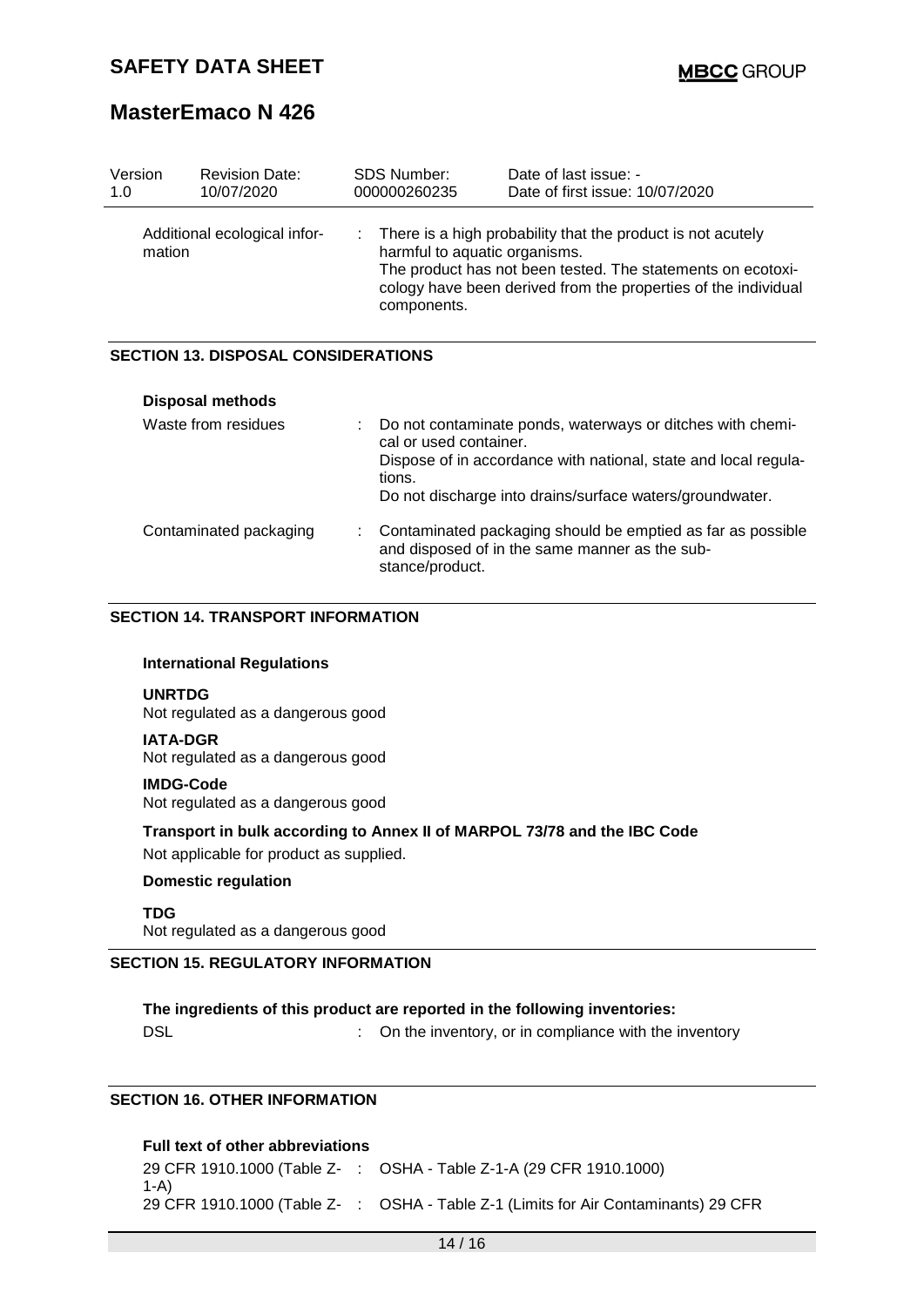| Version 1.0 | Revision Date: 10/07/2020 | SDS Number: 000000260235 | Date of last issue: - Date of first issue: 10/07/2020 |
|---|---|---|---|

| | |
|---|---|
| Additional ecological information | : There is a high probability that the product is not acutely harmful to aquatic organisms. The product has not been tested. The statements on ecotoxicology have been derived from the properties of the individual components. |

## SECTION 13. DISPOSAL CONSIDERATIONS

**Disposal methods**

| | |
|---|---|
| Waste from residues | : Do not contaminate ponds, waterways or ditches with chemical or used container. Dispose of in accordance with national, state and local regulations. Do not discharge into drains/surface waters/groundwater. |
| Contaminated packaging | : Contaminated packaging should be emptied as far as possible and disposed of in the same manner as the substance/product. |

## SECTION 14. TRANSPORT INFORMATION

**International Regulations**

**UNRTDG**
Not regulated as a dangerous good

**IATA-DGR**
Not regulated as a dangerous good

**IMDG-Code**
Not regulated as a dangerous good

**Transport in bulk according to Annex II of MARPOL 73/78 and the IBC Code**
Not applicable for product as supplied.

**Domestic regulation**

**TDG**
Not regulated as a dangerous good

## SECTION 15. REGULATORY INFORMATION

**The ingredients of this product are reported in the following inventories:**

| | |
|---|---|
| DSL | : On the inventory, or in compliance with the inventory |

## SECTION 16. OTHER INFORMATION

**Full text of other abbreviations**

| | |
|---|---|
| 29 CFR 1910.1000 (Table Z-1-A) | : OSHA - Table Z-1-A (29 CFR 1910.1000) |
| 29 CFR 1910.1000 (Table Z- | : OSHA - Table Z-1 (Limits for Air Contaminants) 29 CFR |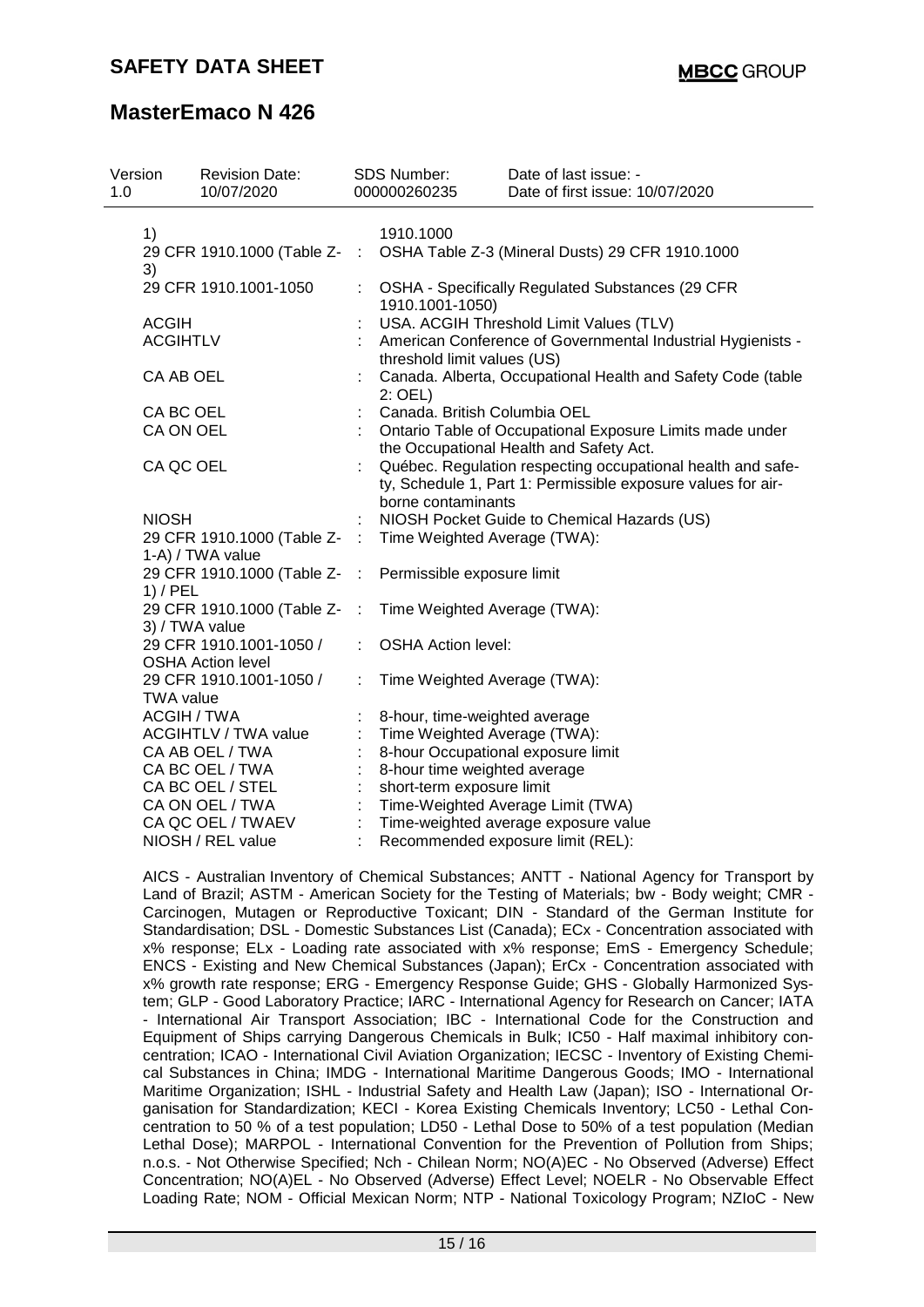| | | |
|---|---|---|
| 1) | | 1910.1000 |
| 29 CFR 1910.1000 (Table Z-3) | : | OSHA Table Z-3 (Mineral Dusts) 29 CFR 1910.1000 |
| 29 CFR 1910.1001-1050 | : | OSHA - Specifically Regulated Substances (29 CFR 1910.1001-1050) |
| ACGIH | : | USA. ACGIH Threshold Limit Values (TLV) |
| ACGIHTLV | : | American Conference of Governmental Industrial Hygienists - threshold limit values (US) |
| CA AB OEL | : | Canada. Alberta, Occupational Health and Safety Code (table 2: OEL) |
| CA BC OEL | : | Canada. British Columbia OEL |
| CA ON OEL | : | Ontario Table of Occupational Exposure Limits made under the Occupational Health and Safety Act. |
| CA QC OEL | : | Québec. Regulation respecting occupational health and safety, Schedule 1, Part 1: Permissible exposure values for airborne contaminants |
| NIOSH | : | NIOSH Pocket Guide to Chemical Hazards (US) |
| 29 CFR 1910.1000 (Table Z-1-A) / TWA value | : | Time Weighted Average (TWA): |
| 29 CFR 1910.1000 (Table Z-1) / PEL | : | Permissible exposure limit |
| 29 CFR 1910.1000 (Table Z-3) / TWA value | : | Time Weighted Average (TWA): |
| 29 CFR 1910.1001-1050 / OSHA Action level | : | OSHA Action level: |
| 29 CFR 1910.1001-1050 / TWA value | : | Time Weighted Average (TWA): |
| ACGIH / TWA | : | 8-hour, time-weighted average |
| ACGIHTLV / TWA value | : | Time Weighted Average (TWA): |
| CA AB OEL / TWA | : | 8-hour Occupational exposure limit |
| CA BC OEL / TWA | : | 8-hour time weighted average |
| CA BC OEL / STEL | : | short-term exposure limit |
| CA ON OEL / TWA | : | Time-Weighted Average Limit (TWA) |
| CA QC OEL / TWAEV | : | Time-weighted average exposure value |
| NIOSH / REL value | : | Recommended exposure limit (REL): |

AICS - Australian Inventory of Chemical Substances; ANTT - National Agency for Transport by Land of Brazil; ASTM - American Society for the Testing of Materials; bw - Body weight; CMR - Carcinogen, Mutagen or Reproductive Toxicant; DIN - Standard of the German Institute for Standardisation; DSL - Domestic Substances List (Canada); ECx - Concentration associated with x% response; ELx - Loading rate associated with x% response; EmS - Emergency Schedule; ENCS - Existing and New Chemical Substances (Japan); ErCx - Concentration associated with x% growth rate response; ERG - Emergency Response Guide; GHS - Globally Harmonized System; GLP - Good Laboratory Practice; IARC - International Agency for Research on Cancer; IATA - International Air Transport Association; IBC - International Code for the Construction and Equipment of Ships carrying Dangerous Chemicals in Bulk; IC50 - Half maximal inhibitory concentration; ICAO - International Civil Aviation Organization; IECSC - Inventory of Existing Chemical Substances in China; IMDG - International Maritime Dangerous Goods; IMO - International Maritime Organization; ISHL - Industrial Safety and Health Law (Japan); ISO - International Organisation for Standardization; KECI - Korea Existing Chemicals Inventory; LC50 - Lethal Concentration to 50 % of a test population; LD50 - Lethal Dose to 50% of a test population (Median Lethal Dose); MARPOL - International Convention for the Prevention of Pollution from Ships; n.o.s. - Not Otherwise Specified; Nch - Chilean Norm; NO(A)EC - No Observed (Adverse) Effect Concentration; NO(A)EL - No Observed (Adverse) Effect Level; NOELR - No Observable Effect Loading Rate; NOM - Official Mexican Norm; NTP - National Toxicology Program; NZIoC - New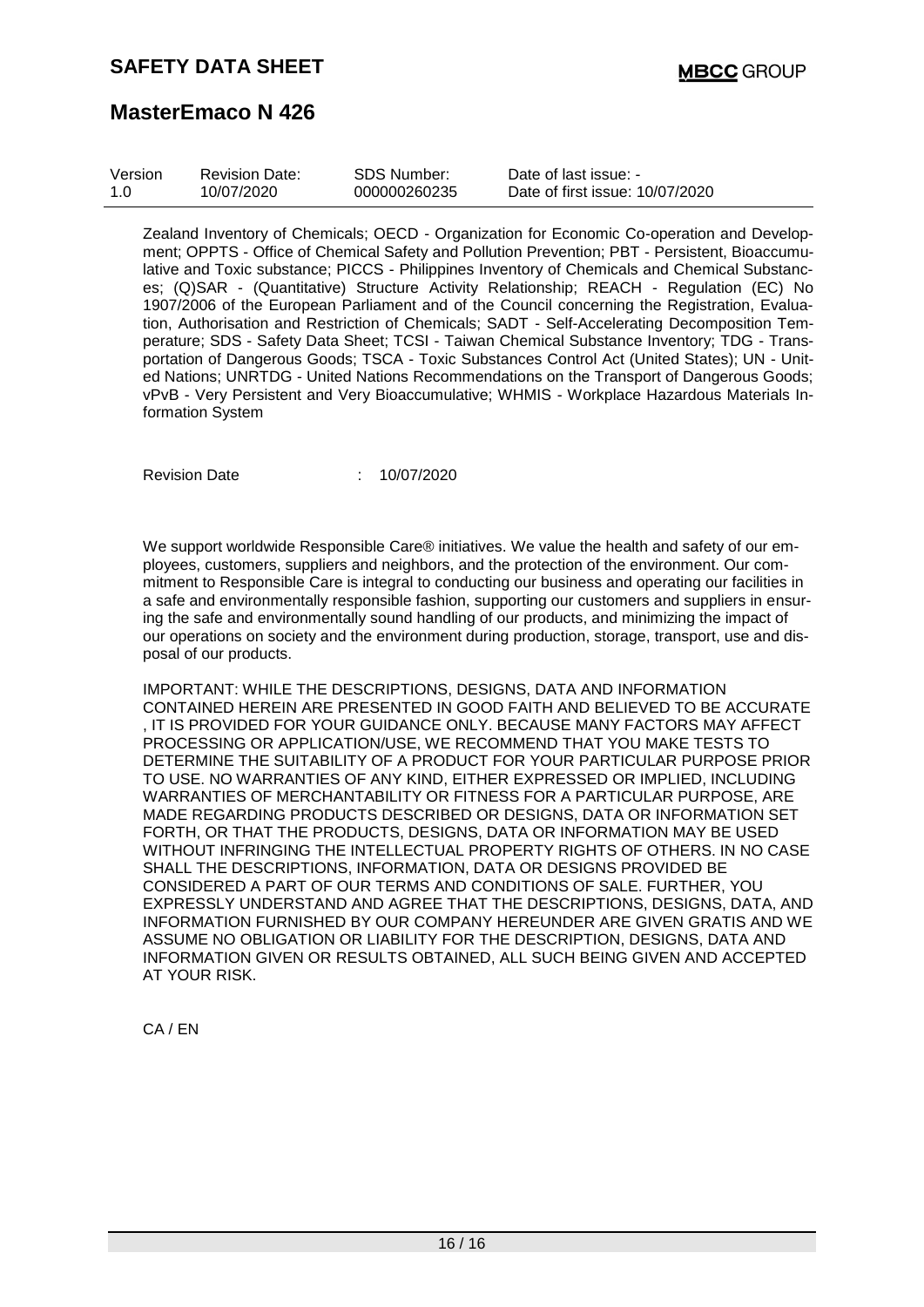Zealand Inventory of Chemicals; OECD - Organization for Economic Co-operation and Development; OPPTS - Office of Chemical Safety and Pollution Prevention; PBT - Persistent, Bioaccumulative and Toxic substance; PICCS - Philippines Inventory of Chemicals and Chemical Substances; (Q)SAR - (Quantitative) Structure Activity Relationship; REACH - Regulation (EC) No 1907/2006 of the European Parliament and of the Council concerning the Registration, Evaluation, Authorisation and Restriction of Chemicals; SADT - Self-Accelerating Decomposition Temperature; SDS - Safety Data Sheet; TCSI - Taiwan Chemical Substance Inventory; TDG - Transportation of Dangerous Goods; TSCA - Toxic Substances Control Act (United States); UN - United Nations; UNRTDG - United Nations Recommendations on the Transport of Dangerous Goods; vPvB - Very Persistent and Very Bioaccumulative; WHMIS - Workplace Hazardous Materials Information System

Revision Date : 10/07/2020

We support worldwide Responsible Care® initiatives. We value the health and safety of our employees, customers, suppliers and neighbors, and the protection of the environment. Our commitment to Responsible Care is integral to conducting our business and operating our facilities in a safe and environmentally responsible fashion, supporting our customers and suppliers in ensuring the safe and environmentally sound handling of our products, and minimizing the impact of our operations on society and the environment during production, storage, transport, use and disposal of our products.

IMPORTANT: WHILE THE DESCRIPTIONS, DESIGNS, DATA AND INFORMATION CONTAINED HEREIN ARE PRESENTED IN GOOD FAITH AND BELIEVED TO BE ACCURATE , IT IS PROVIDED FOR YOUR GUIDANCE ONLY. BECAUSE MANY FACTORS MAY AFFECT PROCESSING OR APPLICATION/USE, WE RECOMMEND THAT YOU MAKE TESTS TO DETERMINE THE SUITABILITY OF A PRODUCT FOR YOUR PARTICULAR PURPOSE PRIOR TO USE. NO WARRANTIES OF ANY KIND, EITHER EXPRESSED OR IMPLIED, INCLUDING WARRANTIES OF MERCHANTABILITY OR FITNESS FOR A PARTICULAR PURPOSE, ARE MADE REGARDING PRODUCTS DESCRIBED OR DESIGNS, DATA OR INFORMATION SET FORTH, OR THAT THE PRODUCTS, DESIGNS, DATA OR INFORMATION MAY BE USED WITHOUT INFRINGING THE INTELLECTUAL PROPERTY RIGHTS OF OTHERS. IN NO CASE SHALL THE DESCRIPTIONS, INFORMATION, DATA OR DESIGNS PROVIDED BE CONSIDERED A PART OF OUR TERMS AND CONDITIONS OF SALE. FURTHER, YOU EXPRESSLY UNDERSTAND AND AGREE THAT THE DESCRIPTIONS, DESIGNS, DATA, AND INFORMATION FURNISHED BY OUR COMPANY HEREUNDER ARE GIVEN GRATIS AND WE ASSUME NO OBLIGATION OR LIABILITY FOR THE DESCRIPTION, DESIGNS, DATA AND INFORMATION GIVEN OR RESULTS OBTAINED, ALL SUCH BEING GIVEN AND ACCEPTED AT YOUR RISK.

CA / EN